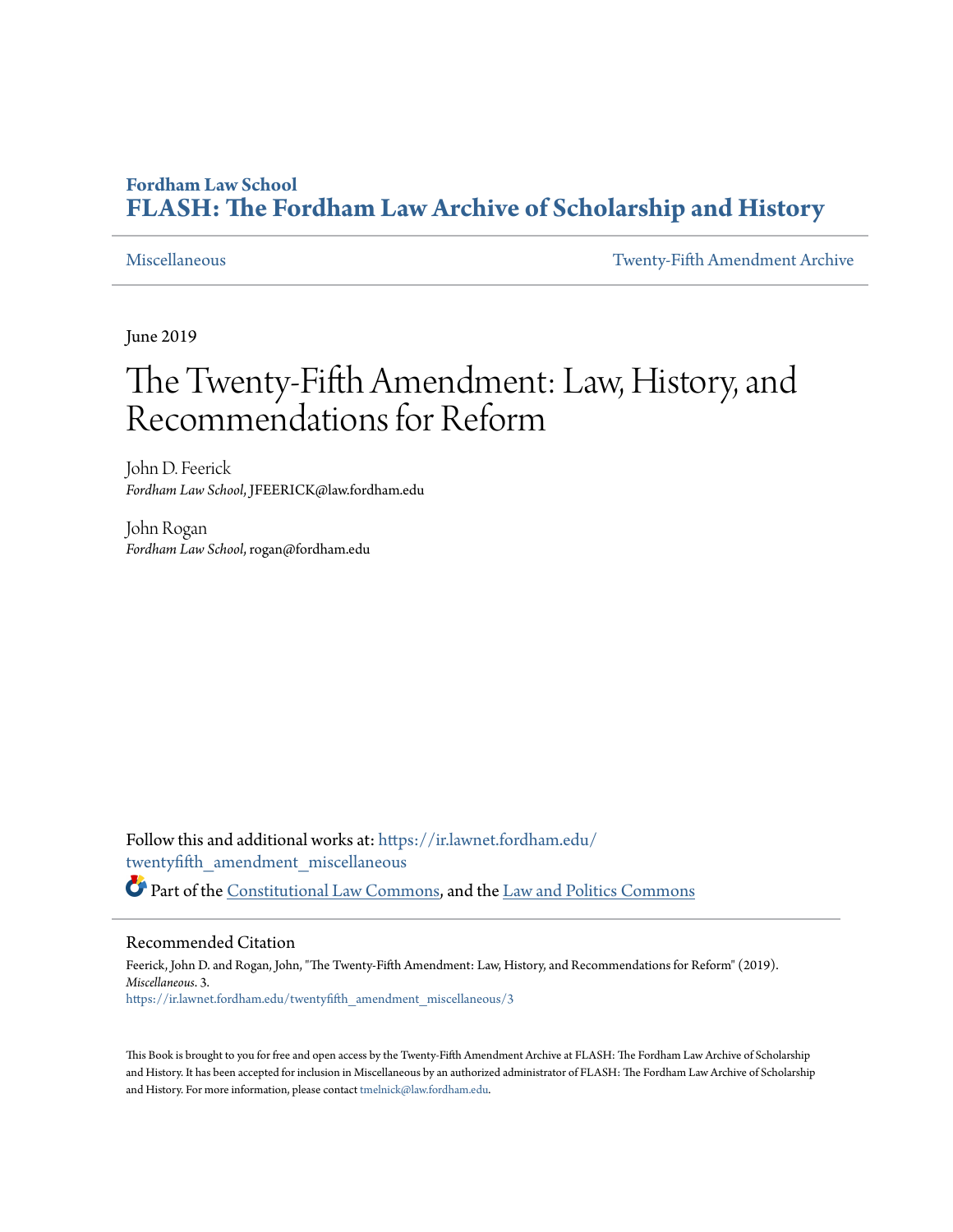Fordham Law School

# FLASH: The Fordham Law Archive of Scholarship and History

Miscellaneous | Twenty-Fifth Amendment Archive

June 2019

# The Twenty-Fifth Amendment: Law, History, and Recommendations for Reform

John D. Feerick
*Fordham Law School*, JFEERICK@law.fordham.edu

John Rogan
*Fordham Law School*, rogan@fordham.edu

Follow this and additional works at: https://ir.lawnet.fordham.edu/twentyfifth_amendment_miscellaneous

Part of the Constitutional Law Commons, and the Law and Politics Commons

## Recommended Citation

Feerick, John D. and Rogan, John, "The Twenty-Fifth Amendment: Law, History, and Recommendations for Reform" (2019). *Miscellaneous*. 3.
https://ir.lawnet.fordham.edu/twentyfifth_amendment_miscellaneous/3

This Book is brought to you for free and open access by the Twenty-Fifth Amendment Archive at FLASH: The Fordham Law Archive of Scholarship and History. It has been accepted for inclusion in Miscellaneous by an authorized administrator of FLASH: The Fordham Law Archive of Scholarship and History. For more information, please contact tmelnick@law.fordham.edu.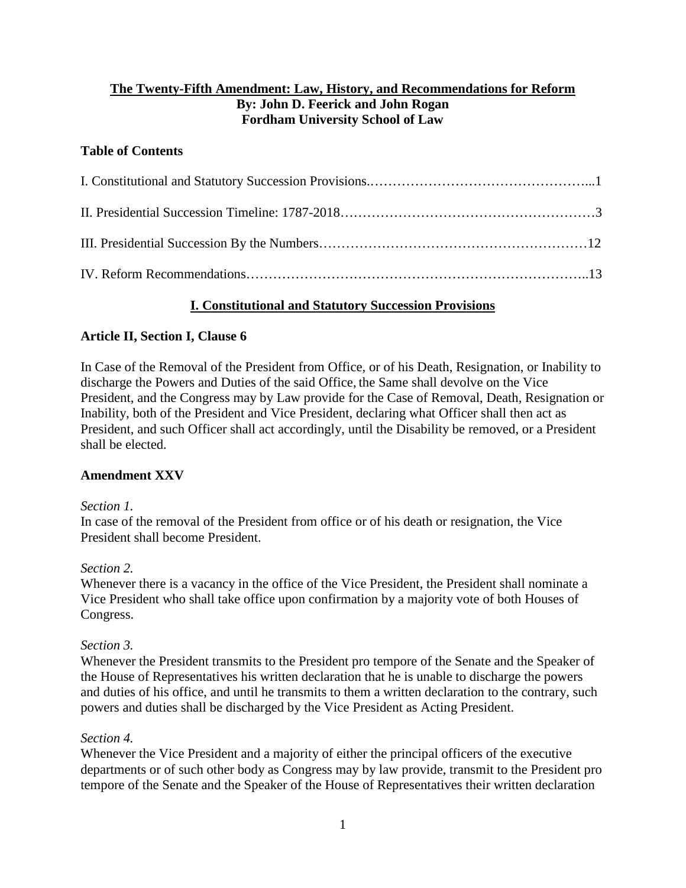**The Twenty-Fifth Amendment: Law, History, and Recommendations for Reform**
**By: John D. Feerick and John Rogan**
**Fordham University School of Law**

**Table of Contents**

I. Constitutional and Statutory Succession Provisions.…………………………………………...1

II. Presidential Succession Timeline: 1787-2018……………………………………………….3

III. Presidential Succession By the Numbers…………………………………………………12

IV. Reform Recommendations………………………………………………………………..13

## I. Constitutional and Statutory Succession Provisions

### Article II, Section I, Clause 6

In Case of the Removal of the President from Office, or of his Death, Resignation, or Inability to discharge the Powers and Duties of the said Office, the Same shall devolve on the Vice President, and the Congress may by Law provide for the Case of Removal, Death, Resignation or Inability, both of the President and Vice President, declaring what Officer shall then act as President, and such Officer shall act accordingly, until the Disability be removed, or a President shall be elected.

### Amendment XXV

*Section 1.*
In case of the removal of the President from office or of his death or resignation, the Vice President shall become President.

*Section 2.*
Whenever there is a vacancy in the office of the Vice President, the President shall nominate a Vice President who shall take office upon confirmation by a majority vote of both Houses of Congress.

*Section 3.*
Whenever the President transmits to the President pro tempore of the Senate and the Speaker of the House of Representatives his written declaration that he is unable to discharge the powers and duties of his office, and until he transmits to them a written declaration to the contrary, such powers and duties shall be discharged by the Vice President as Acting President.

*Section 4.*
Whenever the Vice President and a majority of either the principal officers of the executive departments or of such other body as Congress may by law provide, transmit to the President pro tempore of the Senate and the Speaker of the House of Representatives their written declaration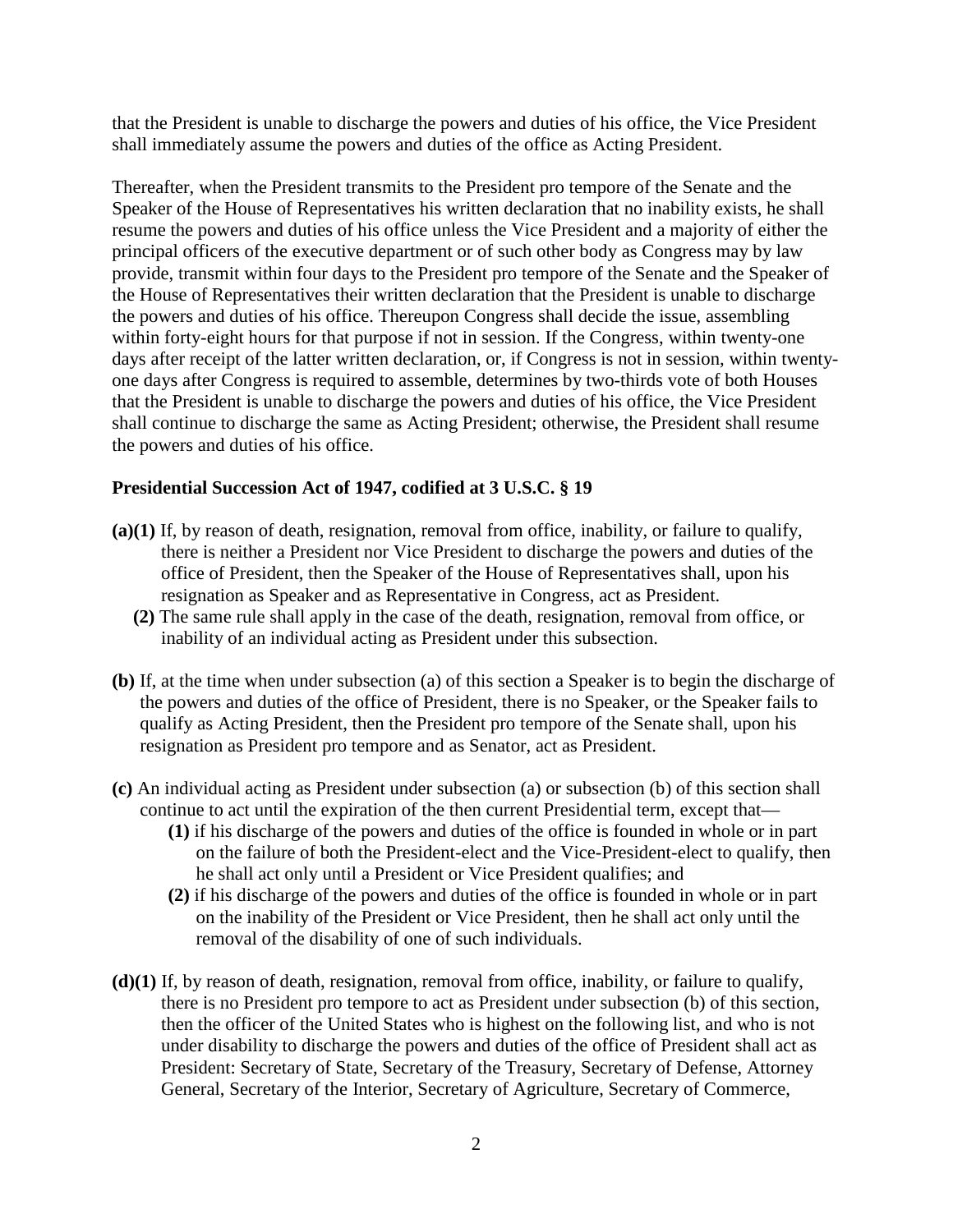that the President is unable to discharge the powers and duties of his office, the Vice President shall immediately assume the powers and duties of the office as Acting President.

Thereafter, when the President transmits to the President pro tempore of the Senate and the Speaker of the House of Representatives his written declaration that no inability exists, he shall resume the powers and duties of his office unless the Vice President and a majority of either the principal officers of the executive department or of such other body as Congress may by law provide, transmit within four days to the President pro tempore of the Senate and the Speaker of the House of Representatives their written declaration that the President is unable to discharge the powers and duties of his office. Thereupon Congress shall decide the issue, assembling within forty-eight hours for that purpose if not in session. If the Congress, within twenty-one days after receipt of the latter written declaration, or, if Congress is not in session, within twenty-one days after Congress is required to assemble, determines by two-thirds vote of both Houses that the President is unable to discharge the powers and duties of his office, the Vice President shall continue to discharge the same as Acting President; otherwise, the President shall resume the powers and duties of his office.

**Presidential Succession Act of 1947, codified at 3 U.S.C. § 19**

**(a)(1)** If, by reason of death, resignation, removal from office, inability, or failure to qualify, there is neither a President nor Vice President to discharge the powers and duties of the office of President, then the Speaker of the House of Representatives shall, upon his resignation as Speaker and as Representative in Congress, act as President.

**(2)** The same rule shall apply in the case of the death, resignation, removal from office, or inability of an individual acting as President under this subsection.

**(b)** If, at the time when under subsection (a) of this section a Speaker is to begin the discharge of the powers and duties of the office of President, there is no Speaker, or the Speaker fails to qualify as Acting President, then the President pro tempore of the Senate shall, upon his resignation as President pro tempore and as Senator, act as President.

**(c)** An individual acting as President under subsection (a) or subsection (b) of this section shall continue to act until the expiration of the then current Presidential term, except that—

**(1)** if his discharge of the powers and duties of the office is founded in whole or in part on the failure of both the President-elect and the Vice-President-elect to qualify, then he shall act only until a President or Vice President qualifies; and

**(2)** if his discharge of the powers and duties of the office is founded in whole or in part on the inability of the President or Vice President, then he shall act only until the removal of the disability of one of such individuals.

**(d)(1)** If, by reason of death, resignation, removal from office, inability, or failure to qualify, there is no President pro tempore to act as President under subsection (b) of this section, then the officer of the United States who is highest on the following list, and who is not under disability to discharge the powers and duties of the office of President shall act as President: Secretary of State, Secretary of the Treasury, Secretary of Defense, Attorney General, Secretary of the Interior, Secretary of Agriculture, Secretary of Commerce,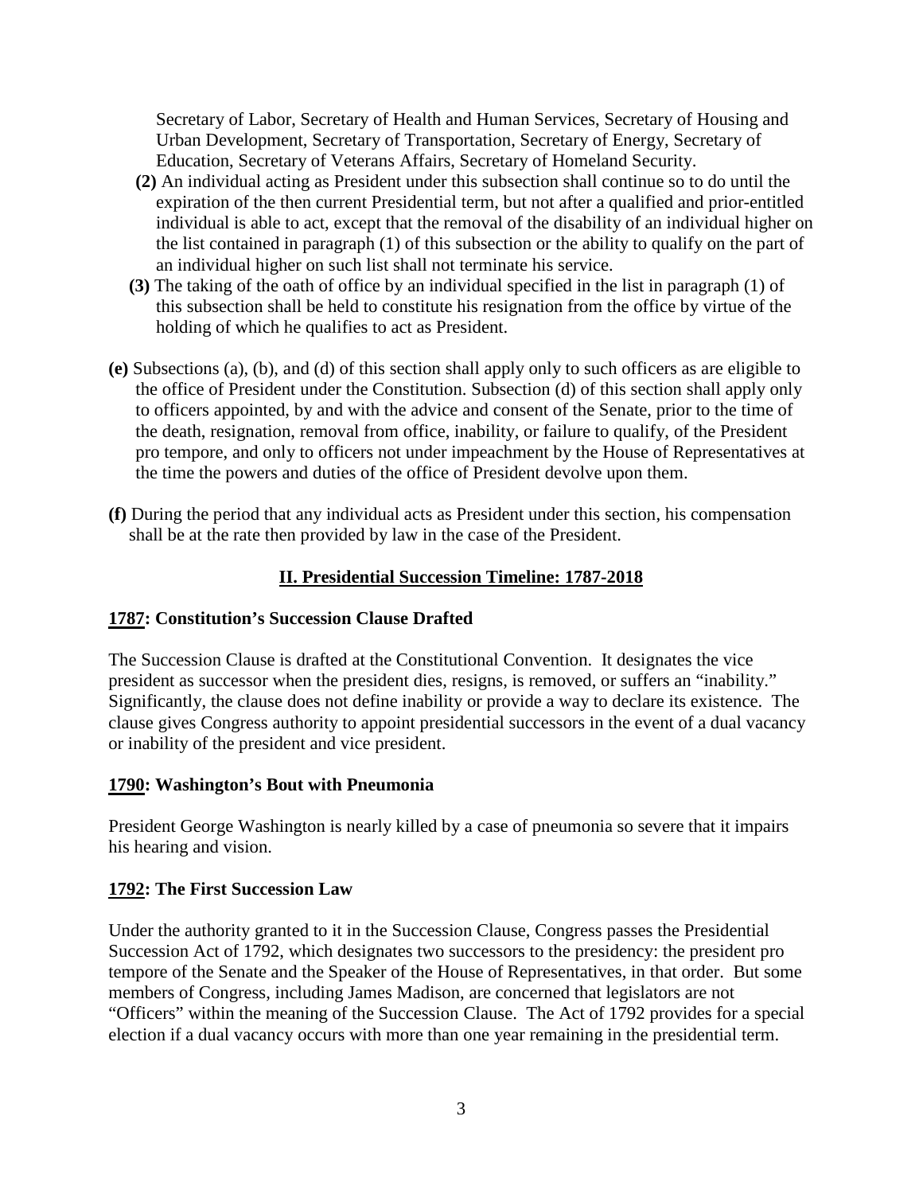Secretary of Labor, Secretary of Health and Human Services, Secretary of Housing and Urban Development, Secretary of Transportation, Secretary of Energy, Secretary of Education, Secretary of Veterans Affairs, Secretary of Homeland Security.

**(2)** An individual acting as President under this subsection shall continue so to do until the expiration of the then current Presidential term, but not after a qualified and prior-entitled individual is able to act, except that the removal of the disability of an individual higher on the list contained in paragraph (1) of this subsection or the ability to qualify on the part of an individual higher on such list shall not terminate his service.

**(3)** The taking of the oath of office by an individual specified in the list in paragraph (1) of this subsection shall be held to constitute his resignation from the office by virtue of the holding of which he qualifies to act as President.

**(e)** Subsections (a), (b), and (d) of this section shall apply only to such officers as are eligible to the office of President under the Constitution. Subsection (d) of this section shall apply only to officers appointed, by and with the advice and consent of the Senate, prior to the time of the death, resignation, removal from office, inability, or failure to qualify, of the President pro tempore, and only to officers not under impeachment by the House of Representatives at the time the powers and duties of the office of President devolve upon them.

**(f)** During the period that any individual acts as President under this section, his compensation shall be at the rate then provided by law in the case of the President.

## II. Presidential Succession Timeline: 1787-2018

### 1787: Constitution's Succession Clause Drafted

The Succession Clause is drafted at the Constitutional Convention. It designates the vice president as successor when the president dies, resigns, is removed, or suffers an "inability." Significantly, the clause does not define inability or provide a way to declare its existence. The clause gives Congress authority to appoint presidential successors in the event of a dual vacancy or inability of the president and vice president.

### 1790: Washington's Bout with Pneumonia

President George Washington is nearly killed by a case of pneumonia so severe that it impairs his hearing and vision.

### 1792: The First Succession Law

Under the authority granted to it in the Succession Clause, Congress passes the Presidential Succession Act of 1792, which designates two successors to the presidency: the president pro tempore of the Senate and the Speaker of the House of Representatives, in that order. But some members of Congress, including James Madison, are concerned that legislators are not "Officers" within the meaning of the Succession Clause. The Act of 1792 provides for a special election if a dual vacancy occurs with more than one year remaining in the presidential term.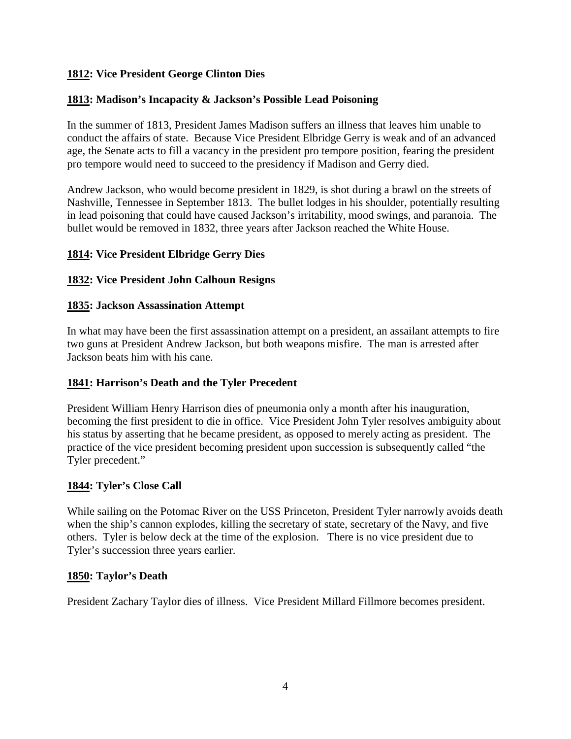**<u>1812</u>: Vice President George Clinton Dies**

**<u>1813</u>: Madison's Incapacity & Jackson's Possible Lead Poisoning**

In the summer of 1813, President James Madison suffers an illness that leaves him unable to conduct the affairs of state. Because Vice President Elbridge Gerry is weak and of an advanced age, the Senate acts to fill a vacancy in the president pro tempore position, fearing the president pro tempore would need to succeed to the presidency if Madison and Gerry died.

Andrew Jackson, who would become president in 1829, is shot during a brawl on the streets of Nashville, Tennessee in September 1813. The bullet lodges in his shoulder, potentially resulting in lead poisoning that could have caused Jackson's irritability, mood swings, and paranoia. The bullet would be removed in 1832, three years after Jackson reached the White House.

**<u>1814</u>: Vice President Elbridge Gerry Dies**

**<u>1832</u>: Vice President John Calhoun Resigns**

**<u>1835</u>: Jackson Assassination Attempt**

In what may have been the first assassination attempt on a president, an assailant attempts to fire two guns at President Andrew Jackson, but both weapons misfire. The man is arrested after Jackson beats him with his cane.

**<u>1841</u>: Harrison's Death and the Tyler Precedent**

President William Henry Harrison dies of pneumonia only a month after his inauguration, becoming the first president to die in office. Vice President John Tyler resolves ambiguity about his status by asserting that he became president, as opposed to merely acting as president. The practice of the vice president becoming president upon succession is subsequently called "the Tyler precedent."

**<u>1844</u>: Tyler's Close Call**

While sailing on the Potomac River on the USS Princeton, President Tyler narrowly avoids death when the ship's cannon explodes, killing the secretary of state, secretary of the Navy, and five others. Tyler is below deck at the time of the explosion. There is no vice president due to Tyler's succession three years earlier.

**<u>1850</u>: Taylor's Death**

President Zachary Taylor dies of illness. Vice President Millard Fillmore becomes president.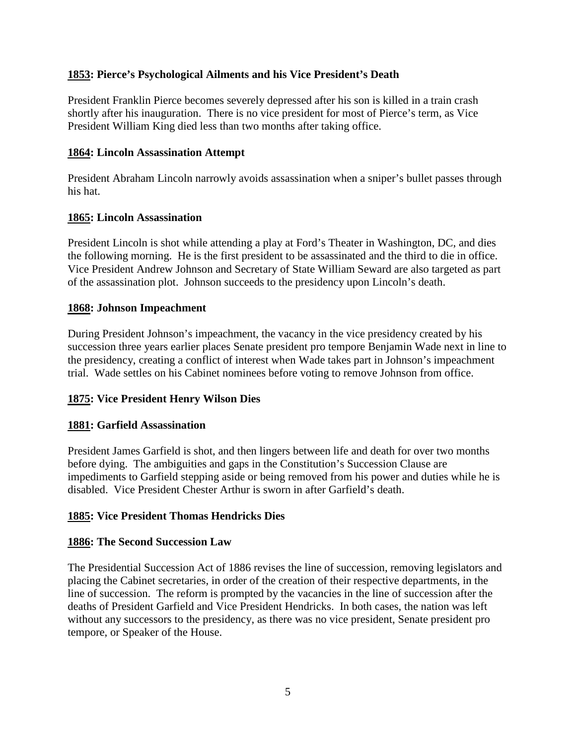### **1853**: Pierce's Psychological Ailments and his Vice President's Death

President Franklin Pierce becomes severely depressed after his son is killed in a train crash shortly after his inauguration. There is no vice president for most of Pierce's term, as Vice President William King died less than two months after taking office.

### **1864**: Lincoln Assassination Attempt

President Abraham Lincoln narrowly avoids assassination when a sniper's bullet passes through his hat.

### **1865**: Lincoln Assassination

President Lincoln is shot while attending a play at Ford's Theater in Washington, DC, and dies the following morning. He is the first president to be assassinated and the third to die in office. Vice President Andrew Johnson and Secretary of State William Seward are also targeted as part of the assassination plot. Johnson succeeds to the presidency upon Lincoln's death.

### **1868**: Johnson Impeachment

During President Johnson's impeachment, the vacancy in the vice presidency created by his succession three years earlier places Senate president pro tempore Benjamin Wade next in line to the presidency, creating a conflict of interest when Wade takes part in Johnson's impeachment trial. Wade settles on his Cabinet nominees before voting to remove Johnson from office.

### **1875**: Vice President Henry Wilson Dies

### **1881**: Garfield Assassination

President James Garfield is shot, and then lingers between life and death for over two months before dying. The ambiguities and gaps in the Constitution's Succession Clause are impediments to Garfield stepping aside or being removed from his power and duties while he is disabled. Vice President Chester Arthur is sworn in after Garfield's death.

### **1885**: Vice President Thomas Hendricks Dies

### **1886**: The Second Succession Law

The Presidential Succession Act of 1886 revises the line of succession, removing legislators and placing the Cabinet secretaries, in order of the creation of their respective departments, in the line of succession. The reform is prompted by the vacancies in the line of succession after the deaths of President Garfield and Vice President Hendricks. In both cases, the nation was left without any successors to the presidency, as there was no vice president, Senate president pro tempore, or Speaker of the House.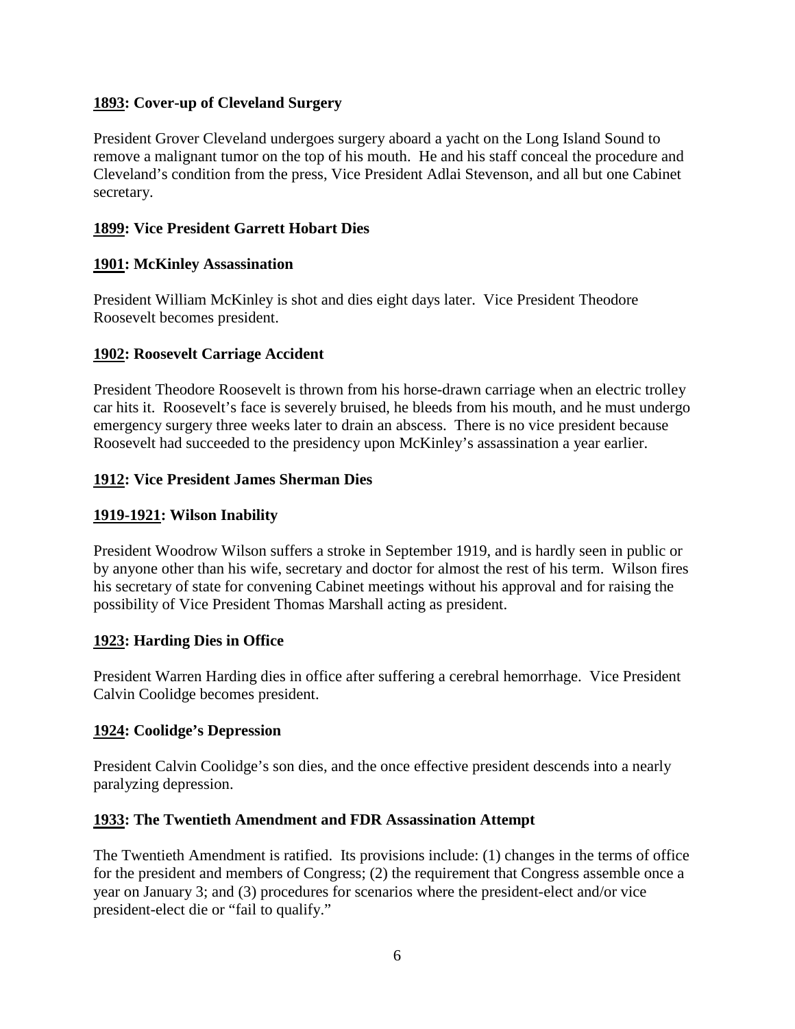**<u>1893</u>: Cover-up of Cleveland Surgery**

President Grover Cleveland undergoes surgery aboard a yacht on the Long Island Sound to remove a malignant tumor on the top of his mouth. He and his staff conceal the procedure and Cleveland's condition from the press, Vice President Adlai Stevenson, and all but one Cabinet secretary.

**<u>1899</u>: Vice President Garrett Hobart Dies**

**<u>1901</u>: McKinley Assassination**

President William McKinley is shot and dies eight days later. Vice President Theodore Roosevelt becomes president.

**<u>1902</u>: Roosevelt Carriage Accident**

President Theodore Roosevelt is thrown from his horse-drawn carriage when an electric trolley car hits it. Roosevelt's face is severely bruised, he bleeds from his mouth, and he must undergo emergency surgery three weeks later to drain an abscess. There is no vice president because Roosevelt had succeeded to the presidency upon McKinley's assassination a year earlier.

**<u>1912</u>: Vice President James Sherman Dies**

**<u>1919-1921</u>: Wilson Inability**

President Woodrow Wilson suffers a stroke in September 1919, and is hardly seen in public or by anyone other than his wife, secretary and doctor for almost the rest of his term. Wilson fires his secretary of state for convening Cabinet meetings without his approval and for raising the possibility of Vice President Thomas Marshall acting as president.

**<u>1923</u>: Harding Dies in Office**

President Warren Harding dies in office after suffering a cerebral hemorrhage. Vice President Calvin Coolidge becomes president.

**<u>1924</u>: Coolidge's Depression**

President Calvin Coolidge's son dies, and the once effective president descends into a nearly paralyzing depression.

**<u>1933</u>: The Twentieth Amendment and FDR Assassination Attempt**

The Twentieth Amendment is ratified. Its provisions include: (1) changes in the terms of office for the president and members of Congress; (2) the requirement that Congress assemble once a year on January 3; and (3) procedures for scenarios where the president-elect and/or vice president-elect die or "fail to qualify."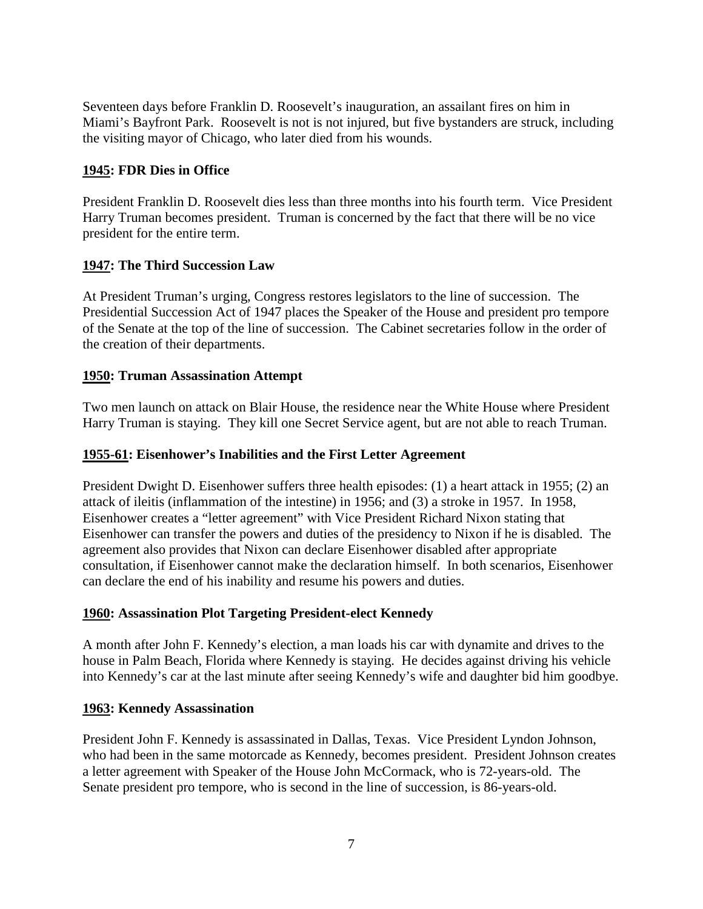Seventeen days before Franklin D. Roosevelt's inauguration, an assailant fires on him in Miami's Bayfront Park. Roosevelt is not is not injured, but five bystanders are struck, including the visiting mayor of Chicago, who later died from his wounds.

**<u>1945</u>: FDR Dies in Office**

President Franklin D. Roosevelt dies less than three months into his fourth term. Vice President Harry Truman becomes president. Truman is concerned by the fact that there will be no vice president for the entire term.

**<u>1947</u>: The Third Succession Law**

At President Truman's urging, Congress restores legislators to the line of succession. The Presidential Succession Act of 1947 places the Speaker of the House and president pro tempore of the Senate at the top of the line of succession. The Cabinet secretaries follow in the order of the creation of their departments.

**<u>1950</u>: Truman Assassination Attempt**

Two men launch on attack on Blair House, the residence near the White House where President Harry Truman is staying. They kill one Secret Service agent, but are not able to reach Truman.

**<u>1955-61</u>: Eisenhower's Inabilities and the First Letter Agreement**

President Dwight D. Eisenhower suffers three health episodes: (1) a heart attack in 1955; (2) an attack of ileitis (inflammation of the intestine) in 1956; and (3) a stroke in 1957. In 1958, Eisenhower creates a "letter agreement" with Vice President Richard Nixon stating that Eisenhower can transfer the powers and duties of the presidency to Nixon if he is disabled. The agreement also provides that Nixon can declare Eisenhower disabled after appropriate consultation, if Eisenhower cannot make the declaration himself. In both scenarios, Eisenhower can declare the end of his inability and resume his powers and duties.

**<u>1960</u>: Assassination Plot Targeting President-elect Kennedy**

A month after John F. Kennedy's election, a man loads his car with dynamite and drives to the house in Palm Beach, Florida where Kennedy is staying. He decides against driving his vehicle into Kennedy's car at the last minute after seeing Kennedy's wife and daughter bid him goodbye.

**<u>1963</u>: Kennedy Assassination**

President John F. Kennedy is assassinated in Dallas, Texas. Vice President Lyndon Johnson, who had been in the same motorcade as Kennedy, becomes president. President Johnson creates a letter agreement with Speaker of the House John McCormack, who is 72-years-old. The Senate president pro tempore, who is second in the line of succession, is 86-years-old.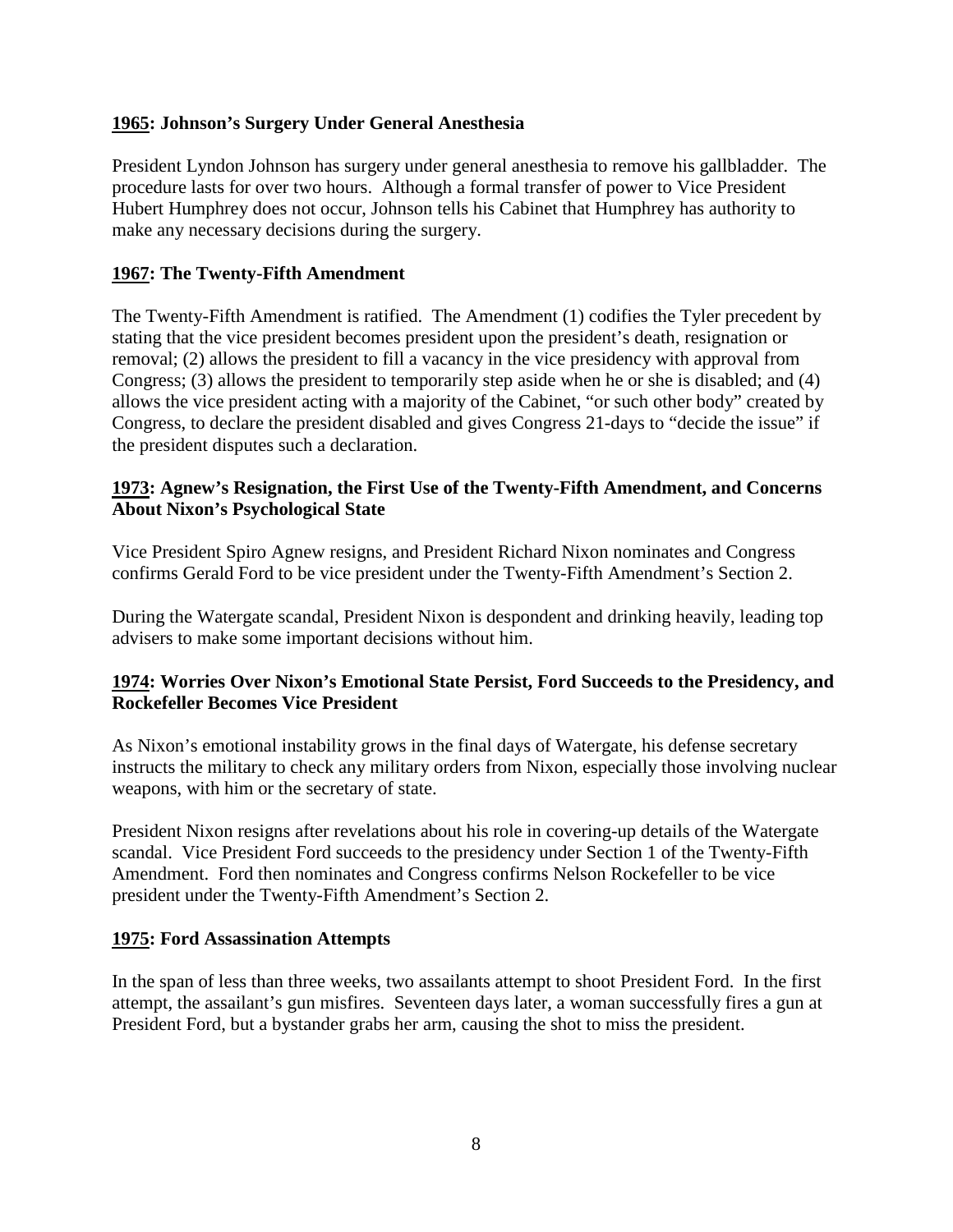### **1965: Johnson's Surgery Under General Anesthesia**

President Lyndon Johnson has surgery under general anesthesia to remove his gallbladder. The procedure lasts for over two hours. Although a formal transfer of power to Vice President Hubert Humphrey does not occur, Johnson tells his Cabinet that Humphrey has authority to make any necessary decisions during the surgery.

### **1967: The Twenty-Fifth Amendment**

The Twenty-Fifth Amendment is ratified. The Amendment (1) codifies the Tyler precedent by stating that the vice president becomes president upon the president's death, resignation or removal; (2) allows the president to fill a vacancy in the vice presidency with approval from Congress; (3) allows the president to temporarily step aside when he or she is disabled; and (4) allows the vice president acting with a majority of the Cabinet, "or such other body" created by Congress, to declare the president disabled and gives Congress 21-days to "decide the issue" if the president disputes such a declaration.

### **1973: Agnew's Resignation, the First Use of the Twenty-Fifth Amendment, and Concerns About Nixon's Psychological State**

Vice President Spiro Agnew resigns, and President Richard Nixon nominates and Congress confirms Gerald Ford to be vice president under the Twenty-Fifth Amendment's Section 2.

During the Watergate scandal, President Nixon is despondent and drinking heavily, leading top advisers to make some important decisions without him.

### **1974: Worries Over Nixon's Emotional State Persist, Ford Succeeds to the Presidency, and Rockefeller Becomes Vice President**

As Nixon's emotional instability grows in the final days of Watergate, his defense secretary instructs the military to check any military orders from Nixon, especially those involving nuclear weapons, with him or the secretary of state.

President Nixon resigns after revelations about his role in covering-up details of the Watergate scandal. Vice President Ford succeeds to the presidency under Section 1 of the Twenty-Fifth Amendment. Ford then nominates and Congress confirms Nelson Rockefeller to be vice president under the Twenty-Fifth Amendment's Section 2.

### **1975: Ford Assassination Attempts**

In the span of less than three weeks, two assailants attempt to shoot President Ford. In the first attempt, the assailant's gun misfires. Seventeen days later, a woman successfully fires a gun at President Ford, but a bystander grabs her arm, causing the shot to miss the president.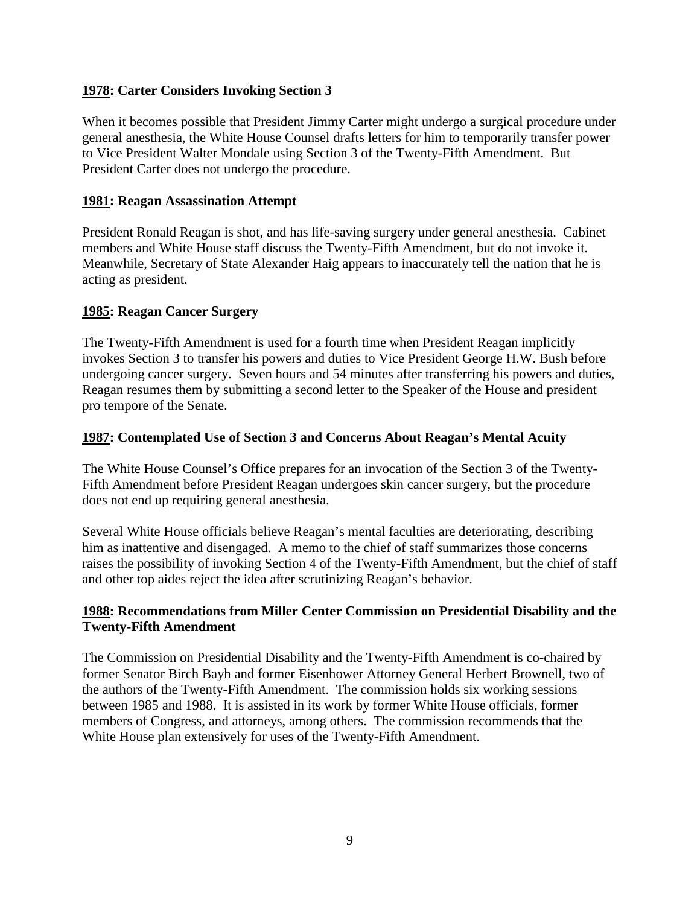**1978: Carter Considers Invoking Section 3**

When it becomes possible that President Jimmy Carter might undergo a surgical procedure under general anesthesia, the White House Counsel drafts letters for him to temporarily transfer power to Vice President Walter Mondale using Section 3 of the Twenty-Fifth Amendment. But President Carter does not undergo the procedure.

**1981: Reagan Assassination Attempt**

President Ronald Reagan is shot, and has life-saving surgery under general anesthesia. Cabinet members and White House staff discuss the Twenty-Fifth Amendment, but do not invoke it. Meanwhile, Secretary of State Alexander Haig appears to inaccurately tell the nation that he is acting as president.

**1985: Reagan Cancer Surgery**

The Twenty-Fifth Amendment is used for a fourth time when President Reagan implicitly invokes Section 3 to transfer his powers and duties to Vice President George H.W. Bush before undergoing cancer surgery. Seven hours and 54 minutes after transferring his powers and duties, Reagan resumes them by submitting a second letter to the Speaker of the House and president pro tempore of the Senate.

**1987: Contemplated Use of Section 3 and Concerns About Reagan's Mental Acuity**

The White House Counsel's Office prepares for an invocation of the Section 3 of the Twenty-Fifth Amendment before President Reagan undergoes skin cancer surgery, but the procedure does not end up requiring general anesthesia.

Several White House officials believe Reagan's mental faculties are deteriorating, describing him as inattentive and disengaged. A memo to the chief of staff summarizes those concerns raises the possibility of invoking Section 4 of the Twenty-Fifth Amendment, but the chief of staff and other top aides reject the idea after scrutinizing Reagan's behavior.

**1988: Recommendations from Miller Center Commission on Presidential Disability and the Twenty-Fifth Amendment**

The Commission on Presidential Disability and the Twenty-Fifth Amendment is co-chaired by former Senator Birch Bayh and former Eisenhower Attorney General Herbert Brownell, two of the authors of the Twenty-Fifth Amendment. The commission holds six working sessions between 1985 and 1988. It is assisted in its work by former White House officials, former members of Congress, and attorneys, among others. The commission recommends that the White House plan extensively for uses of the Twenty-Fifth Amendment.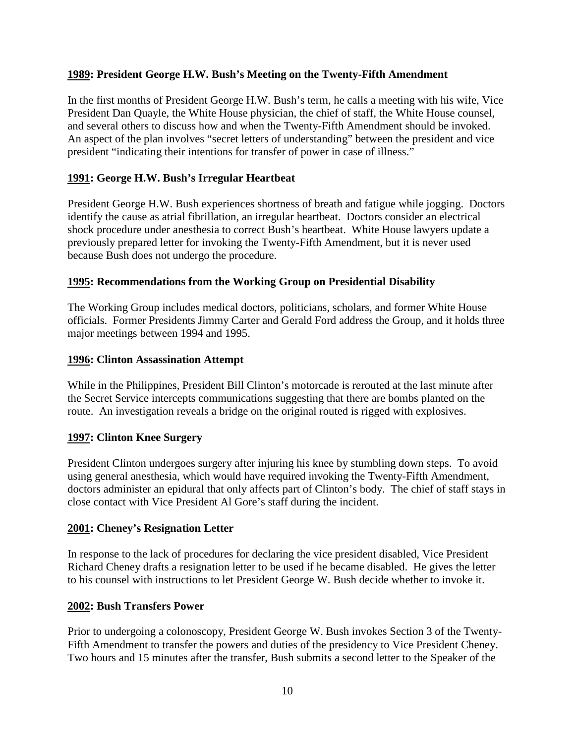**<u>1989</u>: President George H.W. Bush's Meeting on the Twenty-Fifth Amendment**

In the first months of President George H.W. Bush's term, he calls a meeting with his wife, Vice President Dan Quayle, the White House physician, the chief of staff, the White House counsel, and several others to discuss how and when the Twenty-Fifth Amendment should be invoked. An aspect of the plan involves "secret letters of understanding" between the president and vice president "indicating their intentions for transfer of power in case of illness."

**<u>1991</u>: George H.W. Bush's Irregular Heartbeat**

President George H.W. Bush experiences shortness of breath and fatigue while jogging. Doctors identify the cause as atrial fibrillation, an irregular heartbeat. Doctors consider an electrical shock procedure under anesthesia to correct Bush's heartbeat. White House lawyers update a previously prepared letter for invoking the Twenty-Fifth Amendment, but it is never used because Bush does not undergo the procedure.

**<u>1995</u>: Recommendations from the Working Group on Presidential Disability**

The Working Group includes medical doctors, politicians, scholars, and former White House officials. Former Presidents Jimmy Carter and Gerald Ford address the Group, and it holds three major meetings between 1994 and 1995.

**<u>1996</u>: Clinton Assassination Attempt**

While in the Philippines, President Bill Clinton's motorcade is rerouted at the last minute after the Secret Service intercepts communications suggesting that there are bombs planted on the route. An investigation reveals a bridge on the original routed is rigged with explosives.

**<u>1997</u>: Clinton Knee Surgery**

President Clinton undergoes surgery after injuring his knee by stumbling down steps. To avoid using general anesthesia, which would have required invoking the Twenty-Fifth Amendment, doctors administer an epidural that only affects part of Clinton's body. The chief of staff stays in close contact with Vice President Al Gore's staff during the incident.

**<u>2001</u>: Cheney's Resignation Letter**

In response to the lack of procedures for declaring the vice president disabled, Vice President Richard Cheney drafts a resignation letter to be used if he became disabled. He gives the letter to his counsel with instructions to let President George W. Bush decide whether to invoke it.

**<u>2002</u>: Bush Transfers Power**

Prior to undergoing a colonoscopy, President George W. Bush invokes Section 3 of the Twenty-Fifth Amendment to transfer the powers and duties of the presidency to Vice President Cheney. Two hours and 15 minutes after the transfer, Bush submits a second letter to the Speaker of the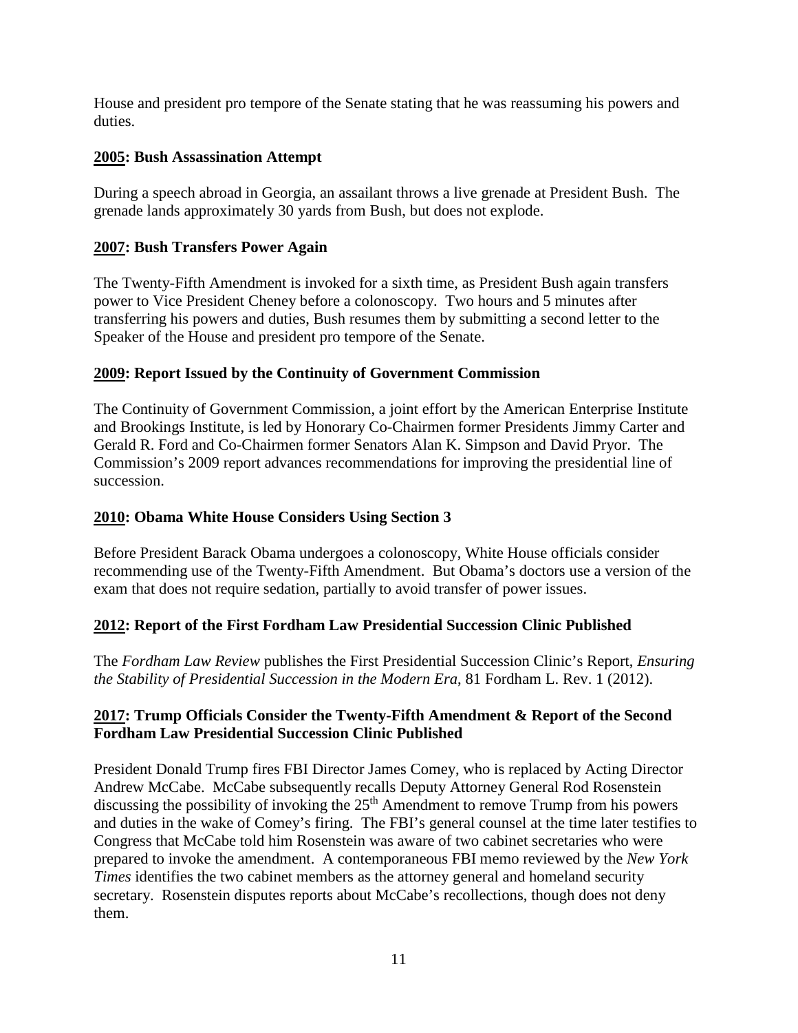House and president pro tempore of the Senate stating that he was reassuming his powers and duties.

**2005: Bush Assassination Attempt**

During a speech abroad in Georgia, an assailant throws a live grenade at President Bush. The grenade lands approximately 30 yards from Bush, but does not explode.

**2007: Bush Transfers Power Again**

The Twenty-Fifth Amendment is invoked for a sixth time, as President Bush again transfers power to Vice President Cheney before a colonoscopy. Two hours and 5 minutes after transferring his powers and duties, Bush resumes them by submitting a second letter to the Speaker of the House and president pro tempore of the Senate.

**2009: Report Issued by the Continuity of Government Commission**

The Continuity of Government Commission, a joint effort by the American Enterprise Institute and Brookings Institute, is led by Honorary Co-Chairmen former Presidents Jimmy Carter and Gerald R. Ford and Co-Chairmen former Senators Alan K. Simpson and David Pryor. The Commission's 2009 report advances recommendations for improving the presidential line of succession.

**2010: Obama White House Considers Using Section 3**

Before President Barack Obama undergoes a colonoscopy, White House officials consider recommending use of the Twenty-Fifth Amendment. But Obama's doctors use a version of the exam that does not require sedation, partially to avoid transfer of power issues.

**2012: Report of the First Fordham Law Presidential Succession Clinic Published**

The *Fordham Law Review* publishes the First Presidential Succession Clinic's Report, *Ensuring the Stability of Presidential Succession in the Modern Era*, 81 Fordham L. Rev. 1 (2012).

**2017: Trump Officials Consider the Twenty-Fifth Amendment & Report of the Second Fordham Law Presidential Succession Clinic Published**

President Donald Trump fires FBI Director James Comey, who is replaced by Acting Director Andrew McCabe. McCabe subsequently recalls Deputy Attorney General Rod Rosenstein discussing the possibility of invoking the 25th Amendment to remove Trump from his powers and duties in the wake of Comey's firing. The FBI's general counsel at the time later testifies to Congress that McCabe told him Rosenstein was aware of two cabinet secretaries who were prepared to invoke the amendment. A contemporaneous FBI memo reviewed by the *New York Times* identifies the two cabinet members as the attorney general and homeland security secretary. Rosenstein disputes reports about McCabe's recollections, though does not deny them.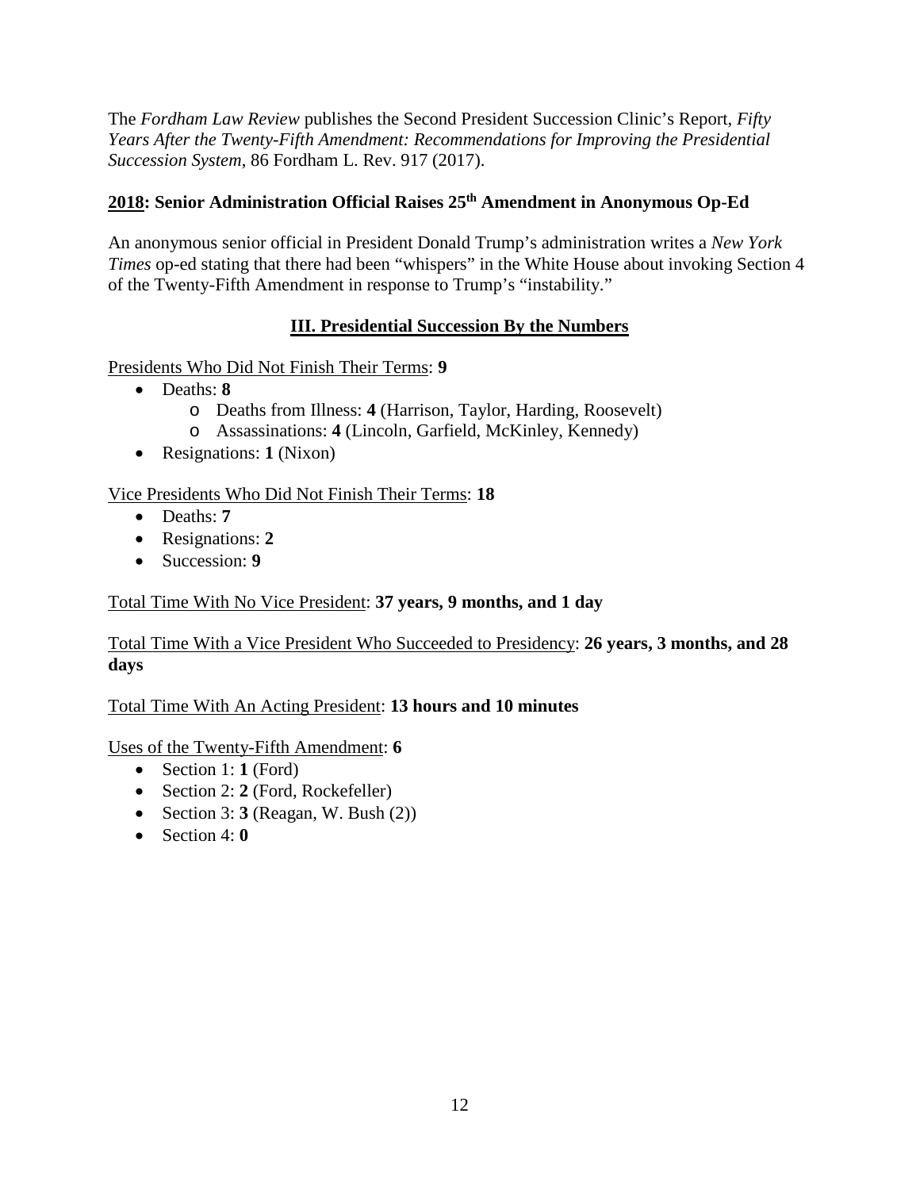The *Fordham Law Review* publishes the Second President Succession Clinic's Report, *Fifty Years After the Twenty-Fifth Amendment: Recommendations for Improving the Presidential Succession System*, 86 Fordham L. Rev. 917 (2017).

**2018: Senior Administration Official Raises 25th Amendment in Anonymous Op-Ed**

An anonymous senior official in President Donald Trump's administration writes a *New York Times* op-ed stating that there had been "whispers" in the White House about invoking Section 4 of the Twenty-Fifth Amendment in response to Trump's "instability."

## III. Presidential Succession By the Numbers

Presidents Who Did Not Finish Their Terms: **9**

- Deaths: **8**
  - Deaths from Illness: **4** (Harrison, Taylor, Harding, Roosevelt)
  - Assassinations: **4** (Lincoln, Garfield, McKinley, Kennedy)
- Resignations: **1** (Nixon)

Vice Presidents Who Did Not Finish Their Terms: **18**

- Deaths: **7**
- Resignations: **2**
- Succession: **9**

Total Time With No Vice President: **37 years, 9 months, and 1 day**

Total Time With a Vice President Who Succeeded to Presidency: **26 years, 3 months, and 28 days**

Total Time With An Acting President: **13 hours and 10 minutes**

Uses of the Twenty-Fifth Amendment: **6**

- Section 1: **1** (Ford)
- Section 2: **2** (Ford, Rockefeller)
- Section 3: **3** (Reagan, W. Bush (2))
- Section 4: **0**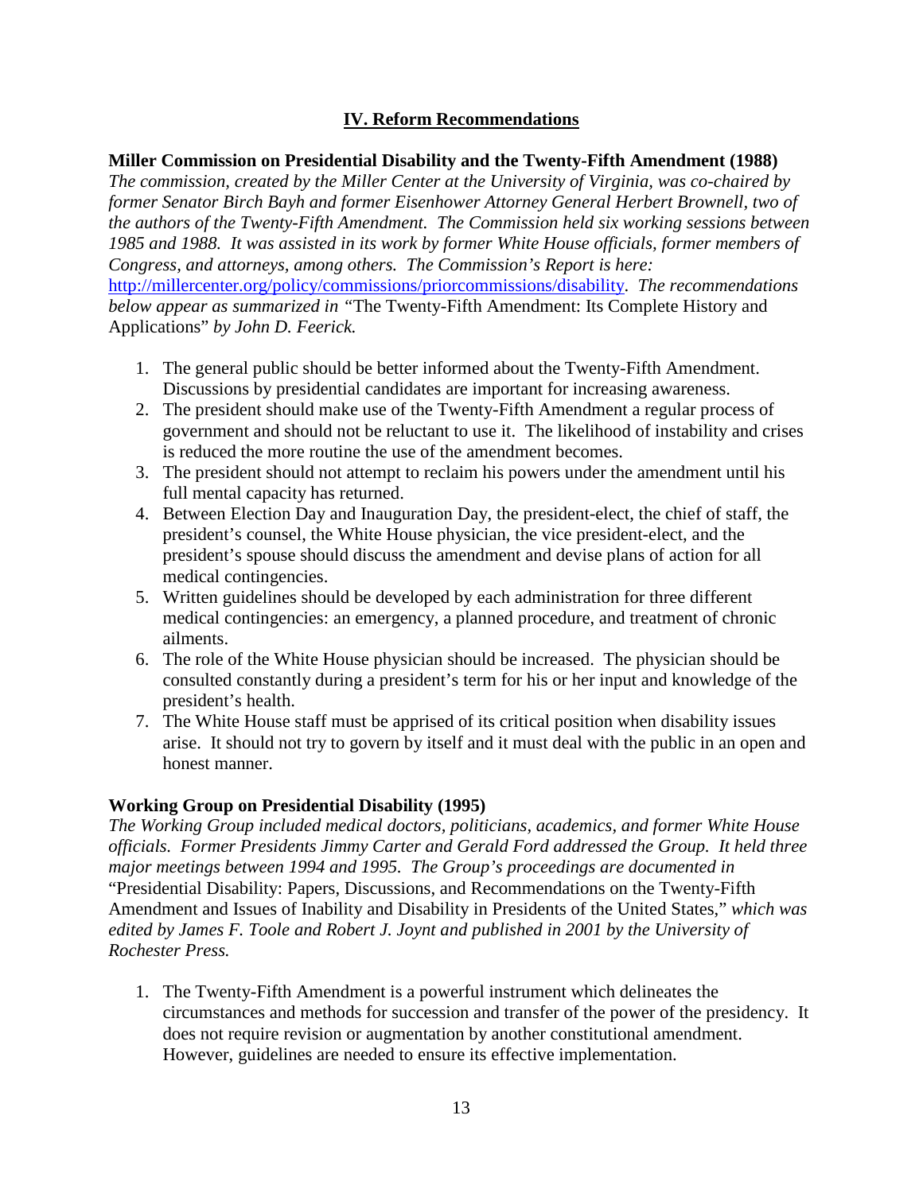## IV. Reform Recommendations

**Miller Commission on Presidential Disability and the Twenty-Fifth Amendment (1988)**

*The commission, created by the Miller Center at the University of Virginia, was co-chaired by former Senator Birch Bayh and former Eisenhower Attorney General Herbert Brownell, two of the authors of the Twenty-Fifth Amendment. The Commission held six working sessions between 1985 and 1988. It was assisted in its work by former White House officials, former members of Congress, and attorneys, among others. The Commission's Report is here:* [http://millercenter.org/policy/commissions/priorcommissions/disability](http://millercenter.org/policy/commissions/priorcommissions/disability)*. The recommendations below appear as summarized in* "The Twenty-Fifth Amendment: Its Complete History and Applications" *by John D. Feerick.*

1. The general public should be better informed about the Twenty-Fifth Amendment. Discussions by presidential candidates are important for increasing awareness.
2. The president should make use of the Twenty-Fifth Amendment a regular process of government and should not be reluctant to use it. The likelihood of instability and crises is reduced the more routine the use of the amendment becomes.
3. The president should not attempt to reclaim his powers under the amendment until his full mental capacity has returned.
4. Between Election Day and Inauguration Day, the president-elect, the chief of staff, the president's counsel, the White House physician, the vice president-elect, and the president's spouse should discuss the amendment and devise plans of action for all medical contingencies.
5. Written guidelines should be developed by each administration for three different medical contingencies: an emergency, a planned procedure, and treatment of chronic ailments.
6. The role of the White House physician should be increased. The physician should be consulted constantly during a president's term for his or her input and knowledge of the president's health.
7. The White House staff must be apprised of its critical position when disability issues arise. It should not try to govern by itself and it must deal with the public in an open and honest manner.

**Working Group on Presidential Disability (1995)**

*The Working Group included medical doctors, politicians, academics, and former White House officials. Former Presidents Jimmy Carter and Gerald Ford addressed the Group. It held three major meetings between 1994 and 1995. The Group's proceedings are documented in* "Presidential Disability: Papers, Discussions, and Recommendations on the Twenty-Fifth Amendment and Issues of Inability and Disability in Presidents of the United States," *which was edited by James F. Toole and Robert J. Joynt and published in 2001 by the University of Rochester Press.*

1. The Twenty-Fifth Amendment is a powerful instrument which delineates the circumstances and methods for succession and transfer of the power of the presidency. It does not require revision or augmentation by another constitutional amendment. However, guidelines are needed to ensure its effective implementation.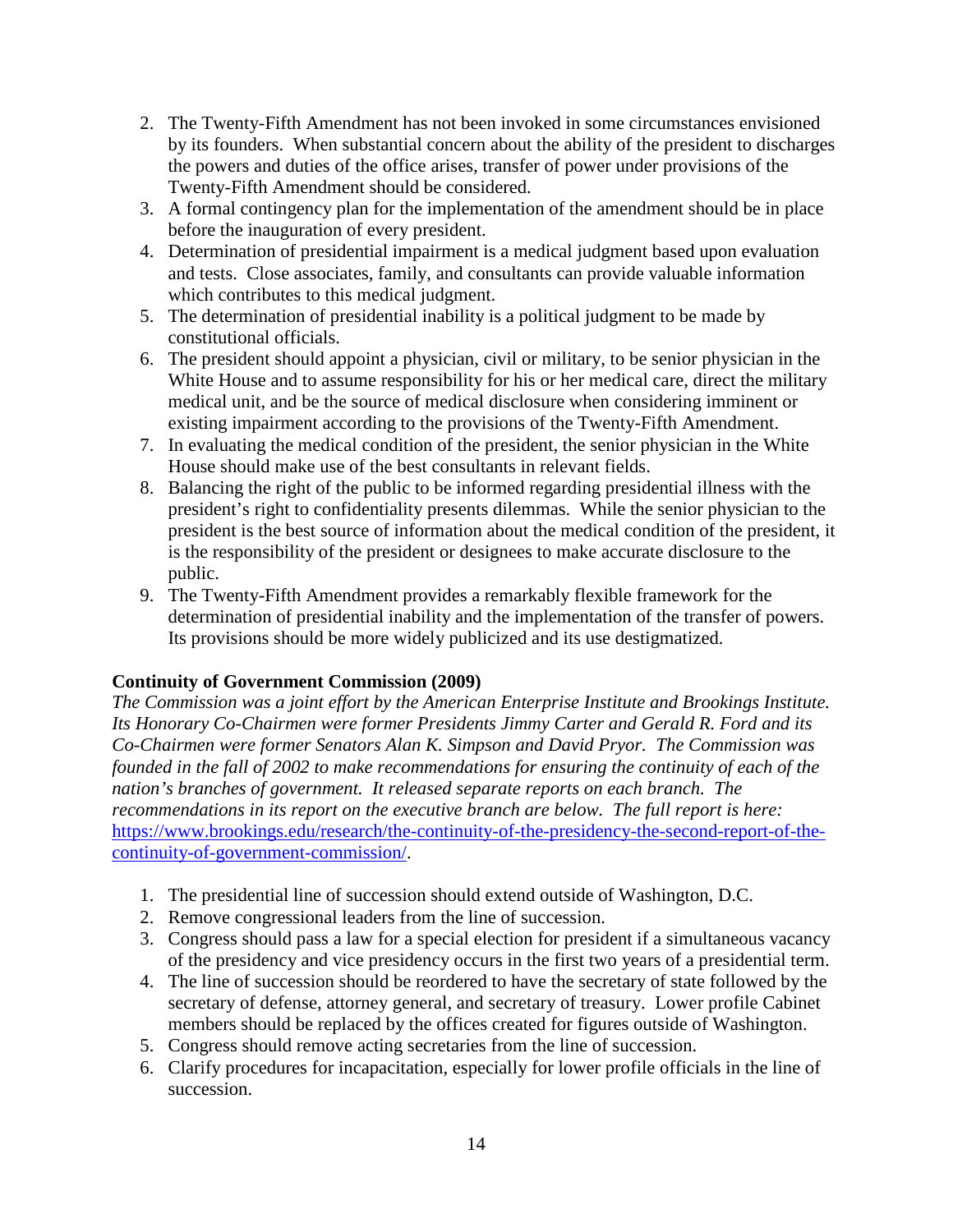2. The Twenty-Fifth Amendment has not been invoked in some circumstances envisioned by its founders. When substantial concern about the ability of the president to discharges the powers and duties of the office arises, transfer of power under provisions of the Twenty-Fifth Amendment should be considered.
3. A formal contingency plan for the implementation of the amendment should be in place before the inauguration of every president.
4. Determination of presidential impairment is a medical judgment based upon evaluation and tests. Close associates, family, and consultants can provide valuable information which contributes to this medical judgment.
5. The determination of presidential inability is a political judgment to be made by constitutional officials.
6. The president should appoint a physician, civil or military, to be senior physician in the White House and to assume responsibility for his or her medical care, direct the military medical unit, and be the source of medical disclosure when considering imminent or existing impairment according to the provisions of the Twenty-Fifth Amendment.
7. In evaluating the medical condition of the president, the senior physician in the White House should make use of the best consultants in relevant fields.
8. Balancing the right of the public to be informed regarding presidential illness with the president's right to confidentiality presents dilemmas. While the senior physician to the president is the best source of information about the medical condition of the president, it is the responsibility of the president or designees to make accurate disclosure to the public.
9. The Twenty-Fifth Amendment provides a remarkably flexible framework for the determination of presidential inability and the implementation of the transfer of powers. Its provisions should be more widely publicized and its use destigmatized.

**Continuity of Government Commission (2009)**

*The Commission was a joint effort by the American Enterprise Institute and Brookings Institute. Its Honorary Co-Chairmen were former Presidents Jimmy Carter and Gerald R. Ford and its Co-Chairmen were former Senators Alan K. Simpson and David Pryor. The Commission was founded in the fall of 2002 to make recommendations for ensuring the continuity of each of the nation's branches of government. It released separate reports on each branch. The recommendations in its report on the executive branch are below. The full report is here:* https://www.brookings.edu/research/the-continuity-of-the-presidency-the-second-report-of-the-continuity-of-government-commission/.

1. The presidential line of succession should extend outside of Washington, D.C.
2. Remove congressional leaders from the line of succession.
3. Congress should pass a law for a special election for president if a simultaneous vacancy of the presidency and vice presidency occurs in the first two years of a presidential term.
4. The line of succession should be reordered to have the secretary of state followed by the secretary of defense, attorney general, and secretary of treasury. Lower profile Cabinet members should be replaced by the offices created for figures outside of Washington.
5. Congress should remove acting secretaries from the line of succession.
6. Clarify procedures for incapacitation, especially for lower profile officials in the line of succession.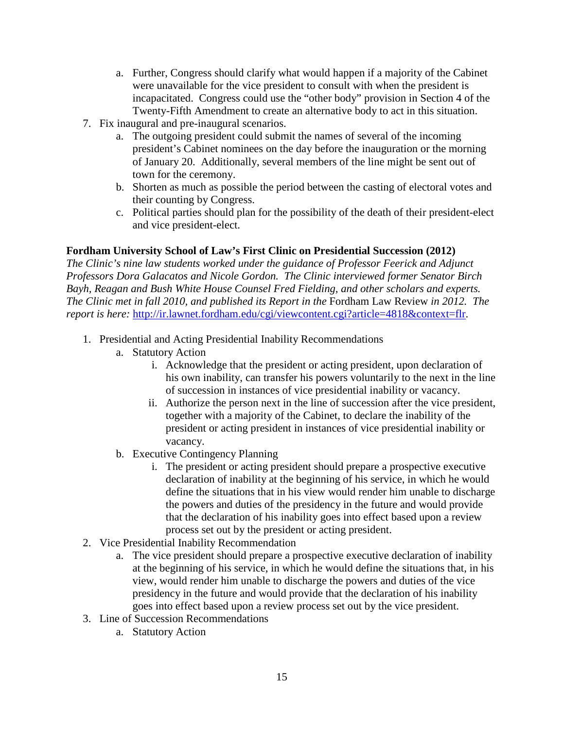a. Further, Congress should clarify what would happen if a majority of the Cabinet were unavailable for the vice president to consult with when the president is incapacitated. Congress could use the "other body" provision in Section 4 of the Twenty-Fifth Amendment to create an alternative body to act in this situation.

7. Fix inaugural and pre-inaugural scenarios.
   a. The outgoing president could submit the names of several of the incoming president's Cabinet nominees on the day before the inauguration or the morning of January 20. Additionally, several members of the line might be sent out of town for the ceremony.
   b. Shorten as much as possible the period between the casting of electoral votes and their counting by Congress.
   c. Political parties should plan for the possibility of the death of their president-elect and vice president-elect.

**Fordham University School of Law's First Clinic on Presidential Succession (2012)**

*The Clinic's nine law students worked under the guidance of Professor Feerick and Adjunct Professors Dora Galacatos and Nicole Gordon. The Clinic interviewed former Senator Birch Bayh, Reagan and Bush White House Counsel Fred Fielding, and other scholars and experts. The Clinic met in fall 2010, and published its Report in the* Fordham Law Review *in 2012. The report is here:* http://ir.lawnet.fordham.edu/cgi/viewcontent.cgi?article=4818&context=flr.

1. Presidential and Acting Presidential Inability Recommendations
   a. Statutory Action
      i. Acknowledge that the president or acting president, upon declaration of his own inability, can transfer his powers voluntarily to the next in the line of succession in instances of vice presidential inability or vacancy.
      ii. Authorize the person next in the line of succession after the vice president, together with a majority of the Cabinet, to declare the inability of the president or acting president in instances of vice presidential inability or vacancy.
   b. Executive Contingency Planning
      i. The president or acting president should prepare a prospective executive declaration of inability at the beginning of his service, in which he would define the situations that in his view would render him unable to discharge the powers and duties of the presidency in the future and would provide that the declaration of his inability goes into effect based upon a review process set out by the president or acting president.
2. Vice Presidential Inability Recommendation
   a. The vice president should prepare a prospective executive declaration of inability at the beginning of his service, in which he would define the situations that, in his view, would render him unable to discharge the powers and duties of the vice presidency in the future and would provide that the declaration of his inability goes into effect based upon a review process set out by the vice president.
3. Line of Succession Recommendations
   a. Statutory Action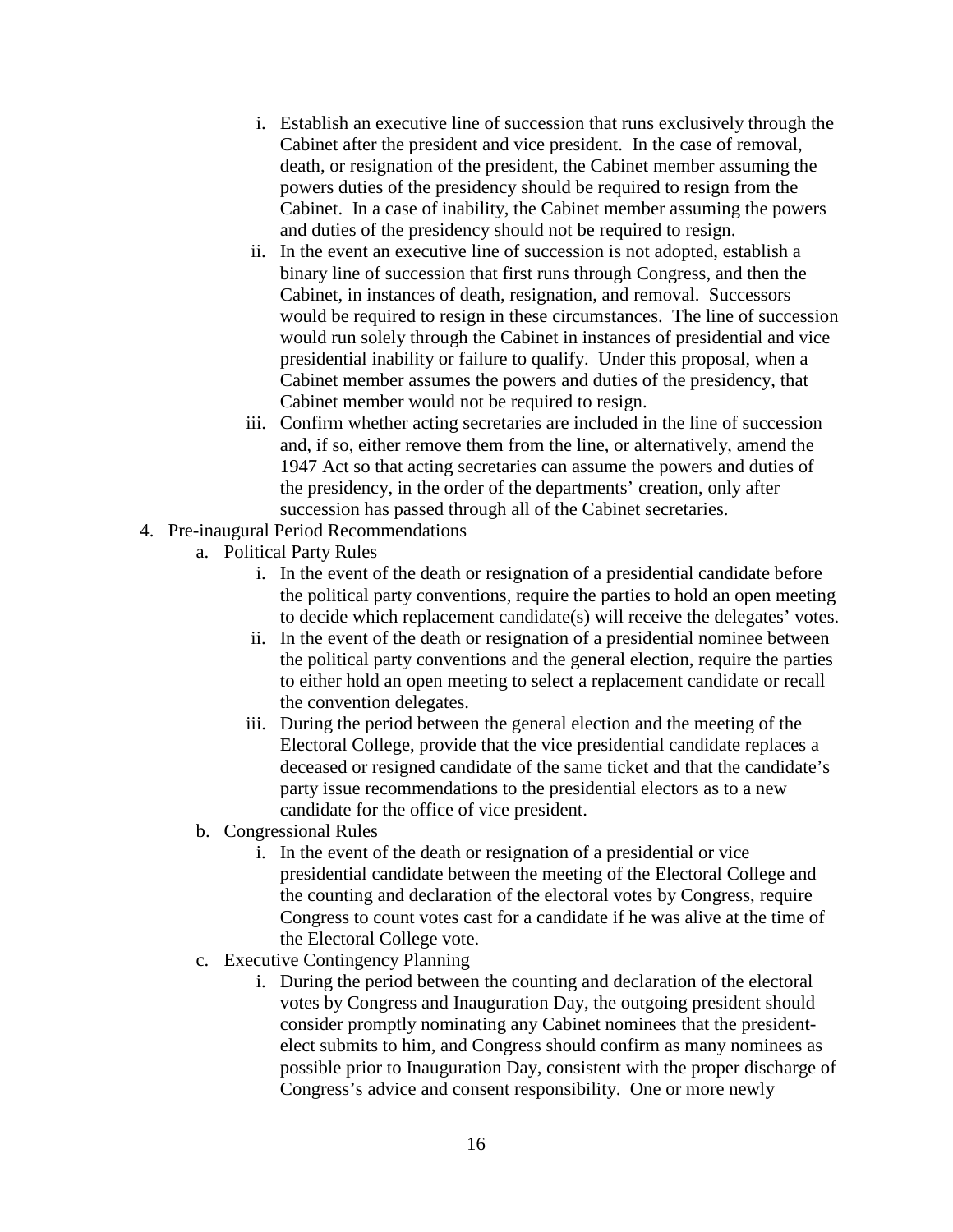i. Establish an executive line of succession that runs exclusively through the Cabinet after the president and vice president. In the case of removal, death, or resignation of the president, the Cabinet member assuming the powers duties of the presidency should be required to resign from the Cabinet. In a case of inability, the Cabinet member assuming the powers and duties of the presidency should not be required to resign.

ii. In the event an executive line of succession is not adopted, establish a binary line of succession that first runs through Congress, and then the Cabinet, in instances of death, resignation, and removal. Successors would be required to resign in these circumstances. The line of succession would run solely through the Cabinet in instances of presidential and vice presidential inability or failure to qualify. Under this proposal, when a Cabinet member assumes the powers and duties of the presidency, that Cabinet member would not be required to resign.

iii. Confirm whether acting secretaries are included in the line of succession and, if so, either remove them from the line, or alternatively, amend the 1947 Act so that acting secretaries can assume the powers and duties of the presidency, in the order of the departments' creation, only after succession has passed through all of the Cabinet secretaries.

4. Pre-inaugural Period Recommendations

   a. Political Party Rules

      i. In the event of the death or resignation of a presidential candidate before the political party conventions, require the parties to hold an open meeting to decide which replacement candidate(s) will receive the delegates' votes.

      ii. In the event of the death or resignation of a presidential nominee between the political party conventions and the general election, require the parties to either hold an open meeting to select a replacement candidate or recall the convention delegates.

      iii. During the period between the general election and the meeting of the Electoral College, provide that the vice presidential candidate replaces a deceased or resigned candidate of the same ticket and that the candidate's party issue recommendations to the presidential electors as to a new candidate for the office of vice president.

   b. Congressional Rules

      i. In the event of the death or resignation of a presidential or vice presidential candidate between the meeting of the Electoral College and the counting and declaration of the electoral votes by Congress, require Congress to count votes cast for a candidate if he was alive at the time of the Electoral College vote.

   c. Executive Contingency Planning

      i. During the period between the counting and declaration of the electoral votes by Congress and Inauguration Day, the outgoing president should consider promptly nominating any Cabinet nominees that the president-elect submits to him, and Congress should confirm as many nominees as possible prior to Inauguration Day, consistent with the proper discharge of Congress's advice and consent responsibility. One or more newly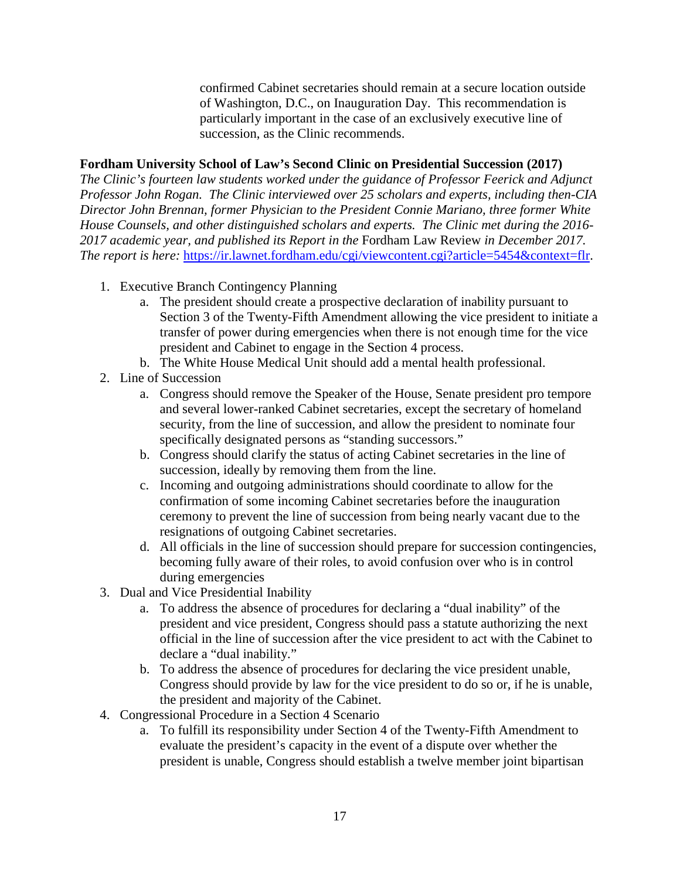confirmed Cabinet secretaries should remain at a secure location outside of Washington, D.C., on Inauguration Day. This recommendation is particularly important in the case of an exclusively executive line of succession, as the Clinic recommends.

**Fordham University School of Law's Second Clinic on Presidential Succession (2017)**

*The Clinic's fourteen law students worked under the guidance of Professor Feerick and Adjunct Professor John Rogan. The Clinic interviewed over 25 scholars and experts, including then-CIA Director John Brennan, former Physician to the President Connie Mariano, three former White House Counsels, and other distinguished scholars and experts. The Clinic met during the 2016-2017 academic year, and published its Report in the* Fordham Law Review *in December 2017. The report is here:* https://ir.lawnet.fordham.edu/cgi/viewcontent.cgi?article=5454&context=flr.

1. Executive Branch Contingency Planning
   a. The president should create a prospective declaration of inability pursuant to Section 3 of the Twenty-Fifth Amendment allowing the vice president to initiate a transfer of power during emergencies when there is not enough time for the vice president and Cabinet to engage in the Section 4 process.
   b. The White House Medical Unit should add a mental health professional.
2. Line of Succession
   a. Congress should remove the Speaker of the House, Senate president pro tempore and several lower-ranked Cabinet secretaries, except the secretary of homeland security, from the line of succession, and allow the president to nominate four specifically designated persons as "standing successors."
   b. Congress should clarify the status of acting Cabinet secretaries in the line of succession, ideally by removing them from the line.
   c. Incoming and outgoing administrations should coordinate to allow for the confirmation of some incoming Cabinet secretaries before the inauguration ceremony to prevent the line of succession from being nearly vacant due to the resignations of outgoing Cabinet secretaries.
   d. All officials in the line of succession should prepare for succession contingencies, becoming fully aware of their roles, to avoid confusion over who is in control during emergencies
3. Dual and Vice Presidential Inability
   a. To address the absence of procedures for declaring a "dual inability" of the president and vice president, Congress should pass a statute authorizing the next official in the line of succession after the vice president to act with the Cabinet to declare a "dual inability."
   b. To address the absence of procedures for declaring the vice president unable, Congress should provide by law for the vice president to do so or, if he is unable, the president and majority of the Cabinet.
4. Congressional Procedure in a Section 4 Scenario
   a. To fulfill its responsibility under Section 4 of the Twenty-Fifth Amendment to evaluate the president's capacity in the event of a dispute over whether the president is unable, Congress should establish a twelve member joint bipartisan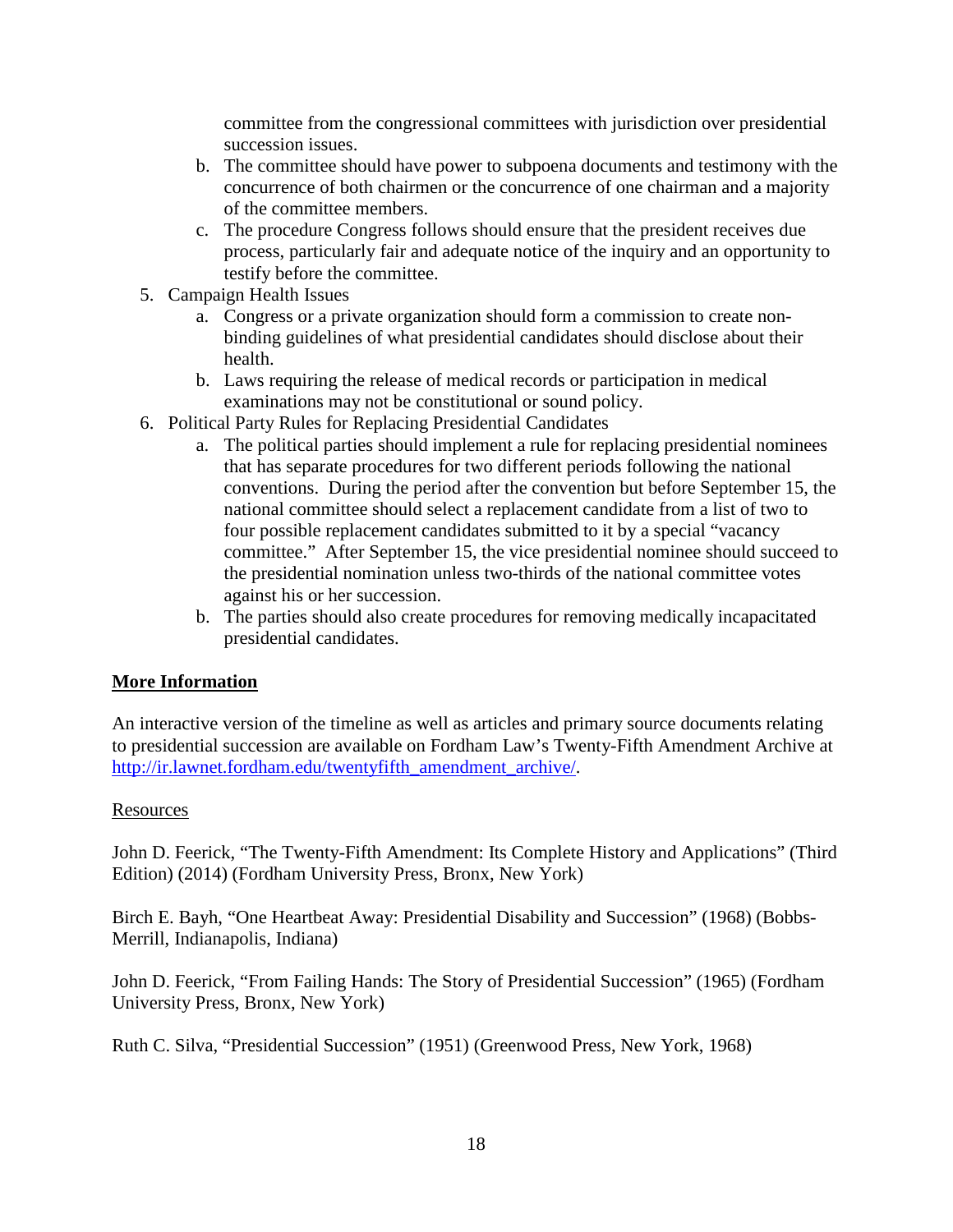committee from the congressional committees with jurisdiction over presidential succession issues.

   b. The committee should have power to subpoena documents and testimony with the concurrence of both chairmen or the concurrence of one chairman and a majority of the committee members.
   c. The procedure Congress follows should ensure that the president receives due process, particularly fair and adequate notice of the inquiry and an opportunity to testify before the committee.

5. Campaign Health Issues
   a. Congress or a private organization should form a commission to create non-binding guidelines of what presidential candidates should disclose about their health.
   b. Laws requiring the release of medical records or participation in medical examinations may not be constitutional or sound policy.
6. Political Party Rules for Replacing Presidential Candidates
   a. The political parties should implement a rule for replacing presidential nominees that has separate procedures for two different periods following the national conventions. During the period after the convention but before September 15, the national committee should select a replacement candidate from a list of two to four possible replacement candidates submitted to it by a special "vacancy committee." After September 15, the vice presidential nominee should succeed to the presidential nomination unless two-thirds of the national committee votes against his or her succession.
   b. The parties should also create procedures for removing medically incapacitated presidential candidates.

**More Information**

An interactive version of the timeline as well as articles and primary source documents relating to presidential succession are available on Fordham Law's Twenty-Fifth Amendment Archive at http://ir.lawnet.fordham.edu/twentyfifth_amendment_archive/.

Resources

John D. Feerick, "The Twenty-Fifth Amendment: Its Complete History and Applications" (Third Edition) (2014) (Fordham University Press, Bronx, New York)

Birch E. Bayh, "One Heartbeat Away: Presidential Disability and Succession" (1968) (Bobbs-Merrill, Indianapolis, Indiana)

John D. Feerick, "From Failing Hands: The Story of Presidential Succession" (1965) (Fordham University Press, Bronx, New York)

Ruth C. Silva, "Presidential Succession" (1951) (Greenwood Press, New York, 1968)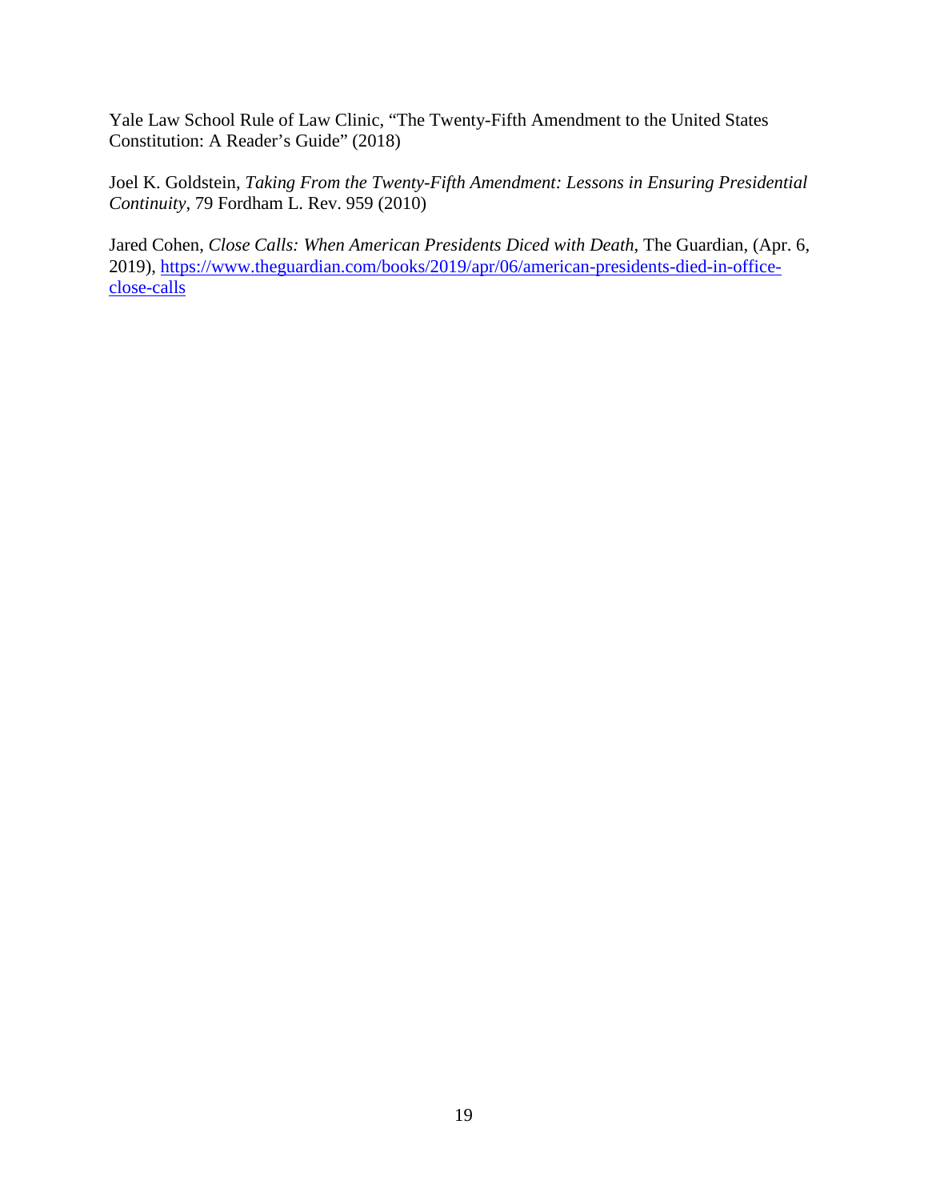Yale Law School Rule of Law Clinic, "The Twenty-Fifth Amendment to the United States Constitution: A Reader's Guide" (2018)

Joel K. Goldstein, *Taking From the Twenty-Fifth Amendment: Lessons in Ensuring Presidential Continuity*, 79 Fordham L. Rev. 959 (2010)

Jared Cohen, *Close Calls: When American Presidents Diced with Death*, The Guardian, (Apr. 6, 2019), [https://www.theguardian.com/books/2019/apr/06/american-presidents-died-in-office-close-calls](https://www.theguardian.com/books/2019/apr/06/american-presidents-died-in-office-close-calls)